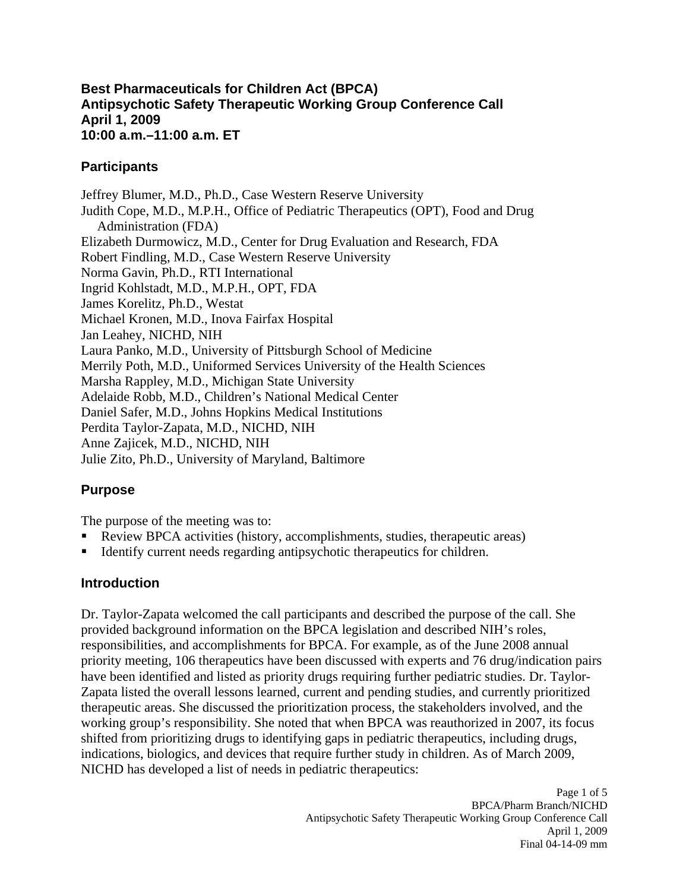# Best Pharmaceuticals for Children Act (BPCA)
# Antipsychotic Safety Therapeutic Working Group Conference Call
# April 1, 2009
# 10:00 a.m.–11:00 a.m. ET

## Participants

Jeffrey Blumer, M.D., Ph.D., Case Western Reserve University
Judith Cope, M.D., M.P.H., Office of Pediatric Therapeutics (OPT), Food and Drug Administration (FDA)
Elizabeth Durmowicz, M.D., Center for Drug Evaluation and Research, FDA
Robert Findling, M.D., Case Western Reserve University
Norma Gavin, Ph.D., RTI International
Ingrid Kohlstadt, M.D., M.P.H., OPT, FDA
James Korelitz, Ph.D., Westat
Michael Kronen, M.D., Inova Fairfax Hospital
Jan Leahey, NICHD, NIH
Laura Panko, M.D., University of Pittsburgh School of Medicine
Merrily Poth, M.D., Uniformed Services University of the Health Sciences
Marsha Rappley, M.D., Michigan State University
Adelaide Robb, M.D., Children's National Medical Center
Daniel Safer, M.D., Johns Hopkins Medical Institutions
Perdita Taylor-Zapata, M.D., NICHD, NIH
Anne Zajicek, M.D., NICHD, NIH
Julie Zito, Ph.D., University of Maryland, Baltimore

## Purpose

The purpose of the meeting was to:

- Review BPCA activities (history, accomplishments, studies, therapeutic areas)
- Identify current needs regarding antipsychotic therapeutics for children.

## Introduction

Dr. Taylor-Zapata welcomed the call participants and described the purpose of the call. She provided background information on the BPCA legislation and described NIH's roles, responsibilities, and accomplishments for BPCA. For example, as of the June 2008 annual priority meeting, 106 therapeutics have been discussed with experts and 76 drug/indication pairs have been identified and listed as priority drugs requiring further pediatric studies. Dr. Taylor-Zapata listed the overall lessons learned, current and pending studies, and currently prioritized therapeutic areas. She discussed the prioritization process, the stakeholders involved, and the working group's responsibility. She noted that when BPCA was reauthorized in 2007, its focus shifted from prioritizing drugs to identifying gaps in pediatric therapeutics, including drugs, indications, biologics, and devices that require further study in children. As of March 2009, NICHD has developed a list of needs in pediatric therapeutics: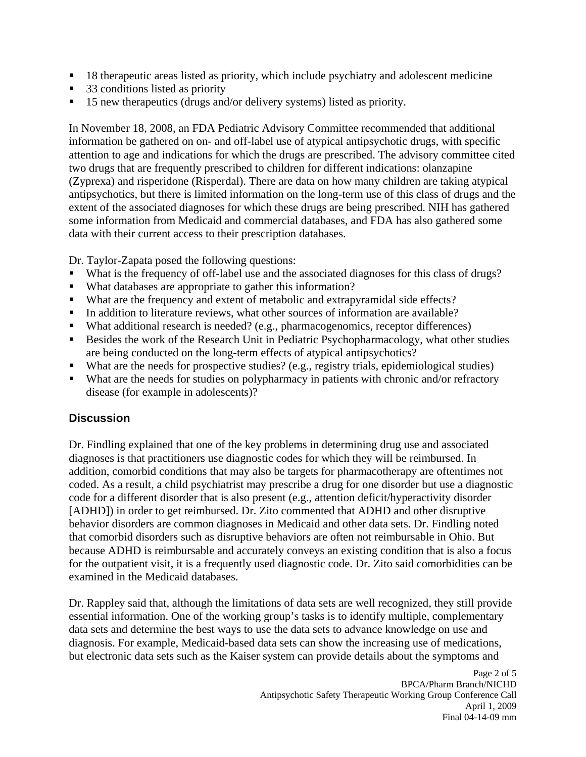- 18 therapeutic areas listed as priority, which include psychiatry and adolescent medicine
- 33 conditions listed as priority
- 15 new therapeutics (drugs and/or delivery systems) listed as priority.

In November 18, 2008, an FDA Pediatric Advisory Committee recommended that additional information be gathered on on- and off-label use of atypical antipsychotic drugs, with specific attention to age and indications for which the drugs are prescribed. The advisory committee cited two drugs that are frequently prescribed to children for different indications: olanzapine (Zyprexa) and risperidone (Risperdal). There are data on how many children are taking atypical antipsychotics, but there is limited information on the long-term use of this class of drugs and the extent of the associated diagnoses for which these drugs are being prescribed. NIH has gathered some information from Medicaid and commercial databases, and FDA has also gathered some data with their current access to their prescription databases.

Dr. Taylor-Zapata posed the following questions:

- What is the frequency of off-label use and the associated diagnoses for this class of drugs?
- What databases are appropriate to gather this information?
- What are the frequency and extent of metabolic and extrapyramidal side effects?
- In addition to literature reviews, what other sources of information are available?
- What additional research is needed? (e.g., pharmacogenomics, receptor differences)
- Besides the work of the Research Unit in Pediatric Psychopharmacology, what other studies are being conducted on the long-term effects of atypical antipsychotics?
- What are the needs for prospective studies? (e.g., registry trials, epidemiological studies)
- What are the needs for studies on polypharmacy in patients with chronic and/or refractory disease (for example in adolescents)?

## Discussion

Dr. Findling explained that one of the key problems in determining drug use and associated diagnoses is that practitioners use diagnostic codes for which they will be reimbursed. In addition, comorbid conditions that may also be targets for pharmacotherapy are oftentimes not coded. As a result, a child psychiatrist may prescribe a drug for one disorder but use a diagnostic code for a different disorder that is also present (e.g., attention deficit/hyperactivity disorder [ADHD]) in order to get reimbursed. Dr. Zito commented that ADHD and other disruptive behavior disorders are common diagnoses in Medicaid and other data sets. Dr. Findling noted that comorbid disorders such as disruptive behaviors are often not reimbursable in Ohio. But because ADHD is reimbursable and accurately conveys an existing condition that is also a focus for the outpatient visit, it is a frequently used diagnostic code. Dr. Zito said comorbidities can be examined in the Medicaid databases.

Dr. Rappley said that, although the limitations of data sets are well recognized, they still provide essential information. One of the working group's tasks is to identify multiple, complementary data sets and determine the best ways to use the data sets to advance knowledge on use and diagnosis. For example, Medicaid-based data sets can show the increasing use of medications, but electronic data sets such as the Kaiser system can provide details about the symptoms and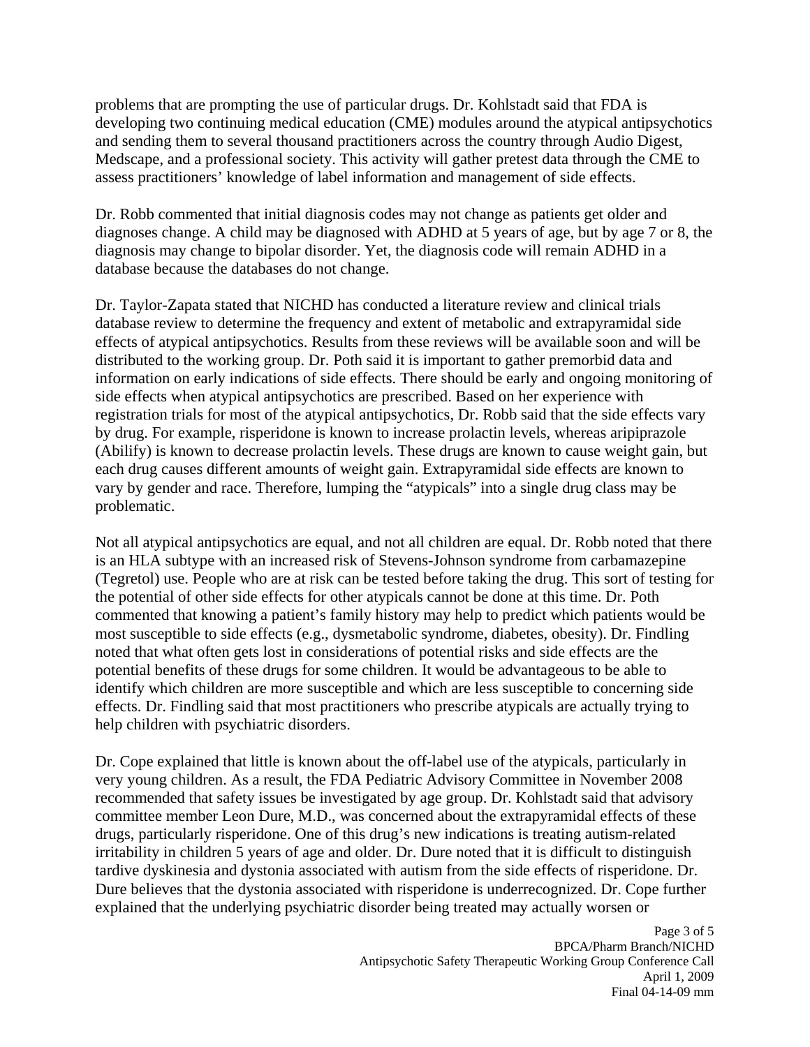problems that are prompting the use of particular drugs. Dr. Kohlstadt said that FDA is developing two continuing medical education (CME) modules around the atypical antipsychotics and sending them to several thousand practitioners across the country through Audio Digest, Medscape, and a professional society. This activity will gather pretest data through the CME to assess practitioners' knowledge of label information and management of side effects.

Dr. Robb commented that initial diagnosis codes may not change as patients get older and diagnoses change. A child may be diagnosed with ADHD at 5 years of age, but by age 7 or 8, the diagnosis may change to bipolar disorder. Yet, the diagnosis code will remain ADHD in a database because the databases do not change.

Dr. Taylor-Zapata stated that NICHD has conducted a literature review and clinical trials database review to determine the frequency and extent of metabolic and extrapyramidal side effects of atypical antipsychotics. Results from these reviews will be available soon and will be distributed to the working group. Dr. Poth said it is important to gather premorbid data and information on early indications of side effects. There should be early and ongoing monitoring of side effects when atypical antipsychotics are prescribed. Based on her experience with registration trials for most of the atypical antipsychotics, Dr. Robb said that the side effects vary by drug. For example, risperidone is known to increase prolactin levels, whereas aripiprazole (Abilify) is known to decrease prolactin levels. These drugs are known to cause weight gain, but each drug causes different amounts of weight gain. Extrapyramidal side effects are known to vary by gender and race. Therefore, lumping the "atypicals" into a single drug class may be problematic.

Not all atypical antipsychotics are equal, and not all children are equal. Dr. Robb noted that there is an HLA subtype with an increased risk of Stevens-Johnson syndrome from carbamazepine (Tegretol) use. People who are at risk can be tested before taking the drug. This sort of testing for the potential of other side effects for other atypicals cannot be done at this time. Dr. Poth commented that knowing a patient's family history may help to predict which patients would be most susceptible to side effects (e.g., dysmetabolic syndrome, diabetes, obesity). Dr. Findling noted that what often gets lost in considerations of potential risks and side effects are the potential benefits of these drugs for some children. It would be advantageous to be able to identify which children are more susceptible and which are less susceptible to concerning side effects. Dr. Findling said that most practitioners who prescribe atypicals are actually trying to help children with psychiatric disorders.

Dr. Cope explained that little is known about the off-label use of the atypicals, particularly in very young children. As a result, the FDA Pediatric Advisory Committee in November 2008 recommended that safety issues be investigated by age group. Dr. Kohlstadt said that advisory committee member Leon Dure, M.D., was concerned about the extrapyramidal effects of these drugs, particularly risperidone. One of this drug's new indications is treating autism-related irritability in children 5 years of age and older. Dr. Dure noted that it is difficult to distinguish tardive dyskinesia and dystonia associated with autism from the side effects of risperidone. Dr. Dure believes that the dystonia associated with risperidone is underrecognized. Dr. Cope further explained that the underlying psychiatric disorder being treated may actually worsen or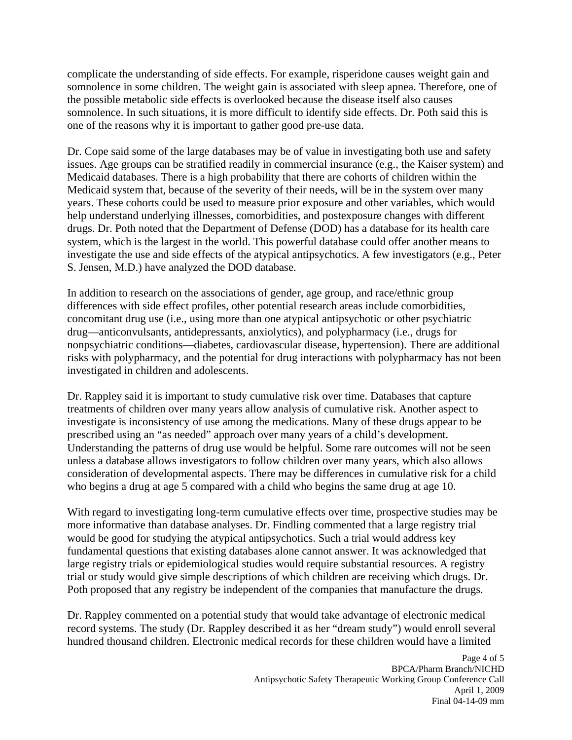complicate the understanding of side effects. For example, risperidone causes weight gain and somnolence in some children. The weight gain is associated with sleep apnea. Therefore, one of the possible metabolic side effects is overlooked because the disease itself also causes somnolence. In such situations, it is more difficult to identify side effects. Dr. Poth said this is one of the reasons why it is important to gather good pre-use data.

Dr. Cope said some of the large databases may be of value in investigating both use and safety issues. Age groups can be stratified readily in commercial insurance (e.g., the Kaiser system) and Medicaid databases. There is a high probability that there are cohorts of children within the Medicaid system that, because of the severity of their needs, will be in the system over many years. These cohorts could be used to measure prior exposure and other variables, which would help understand underlying illnesses, comorbidities, and postexposure changes with different drugs. Dr. Poth noted that the Department of Defense (DOD) has a database for its health care system, which is the largest in the world. This powerful database could offer another means to investigate the use and side effects of the atypical antipsychotics. A few investigators (e.g., Peter S. Jensen, M.D.) have analyzed the DOD database.

In addition to research on the associations of gender, age group, and race/ethnic group differences with side effect profiles, other potential research areas include comorbidities, concomitant drug use (i.e., using more than one atypical antipsychotic or other psychiatric drug—anticonvulsants, antidepressants, anxiolytics), and polypharmacy (i.e., drugs for nonpsychiatric conditions—diabetes, cardiovascular disease, hypertension). There are additional risks with polypharmacy, and the potential for drug interactions with polypharmacy has not been investigated in children and adolescents.

Dr. Rappley said it is important to study cumulative risk over time. Databases that capture treatments of children over many years allow analysis of cumulative risk. Another aspect to investigate is inconsistency of use among the medications. Many of these drugs appear to be prescribed using an "as needed" approach over many years of a child's development. Understanding the patterns of drug use would be helpful. Some rare outcomes will not be seen unless a database allows investigators to follow children over many years, which also allows consideration of developmental aspects. There may be differences in cumulative risk for a child who begins a drug at age 5 compared with a child who begins the same drug at age 10.

With regard to investigating long-term cumulative effects over time, prospective studies may be more informative than database analyses. Dr. Findling commented that a large registry trial would be good for studying the atypical antipsychotics. Such a trial would address key fundamental questions that existing databases alone cannot answer. It was acknowledged that large registry trials or epidemiological studies would require substantial resources. A registry trial or study would give simple descriptions of which children are receiving which drugs. Dr. Poth proposed that any registry be independent of the companies that manufacture the drugs.

Dr. Rappley commented on a potential study that would take advantage of electronic medical record systems. The study (Dr. Rappley described it as her "dream study") would enroll several hundred thousand children. Electronic medical records for these children would have a limited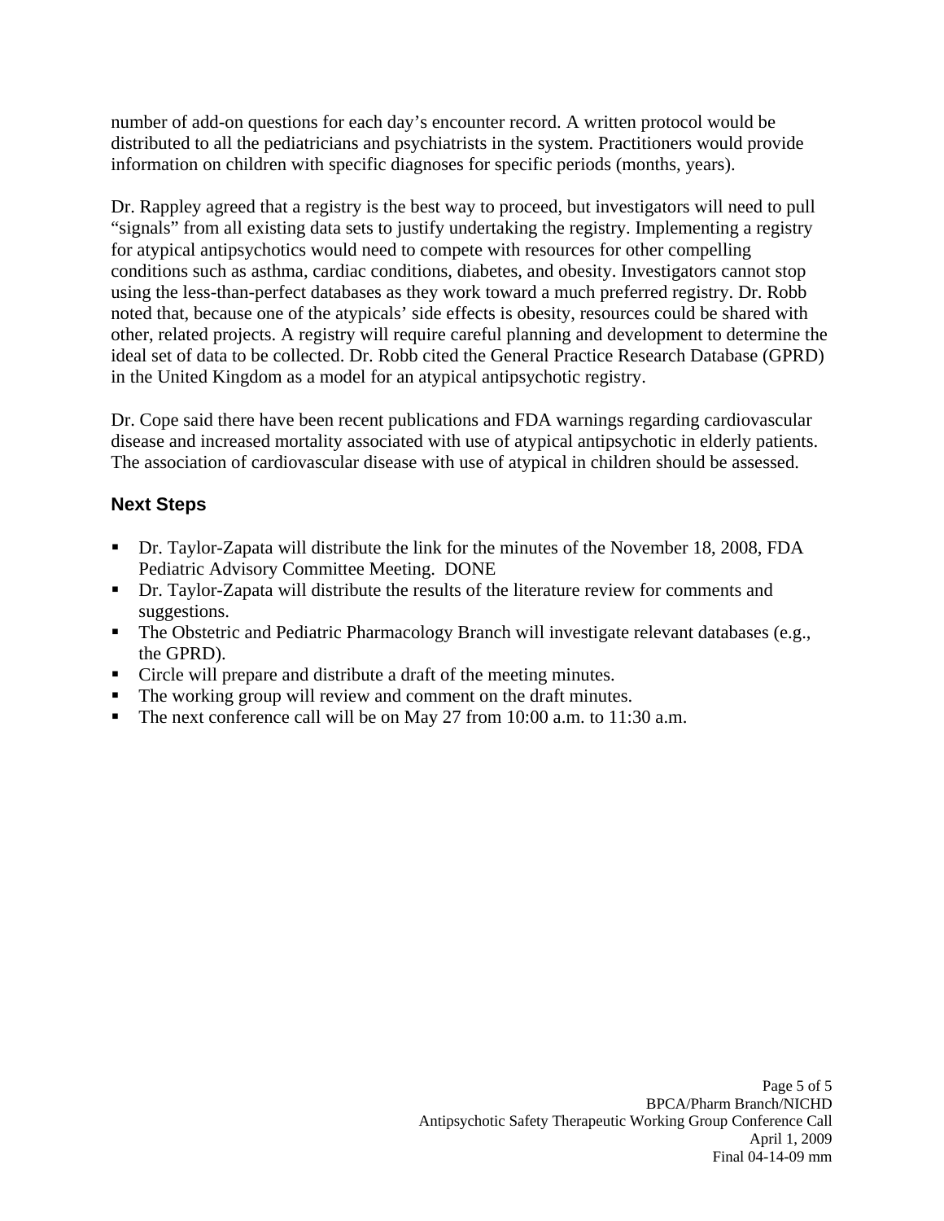number of add-on questions for each day's encounter record. A written protocol would be distributed to all the pediatricians and psychiatrists in the system. Practitioners would provide information on children with specific diagnoses for specific periods (months, years).

Dr. Rappley agreed that a registry is the best way to proceed, but investigators will need to pull "signals" from all existing data sets to justify undertaking the registry. Implementing a registry for atypical antipsychotics would need to compete with resources for other compelling conditions such as asthma, cardiac conditions, diabetes, and obesity. Investigators cannot stop using the less-than-perfect databases as they work toward a much preferred registry. Dr. Robb noted that, because one of the atypicals' side effects is obesity, resources could be shared with other, related projects. A registry will require careful planning and development to determine the ideal set of data to be collected. Dr. Robb cited the General Practice Research Database (GPRD) in the United Kingdom as a model for an atypical antipsychotic registry.

Dr. Cope said there have been recent publications and FDA warnings regarding cardiovascular disease and increased mortality associated with use of atypical antipsychotic in elderly patients. The association of cardiovascular disease with use of atypical in children should be assessed.

## Next Steps

- Dr. Taylor-Zapata will distribute the link for the minutes of the November 18, 2008, FDA Pediatric Advisory Committee Meeting. DONE
- Dr. Taylor-Zapata will distribute the results of the literature review for comments and suggestions.
- The Obstetric and Pediatric Pharmacology Branch will investigate relevant databases (e.g., the GPRD).
- Circle will prepare and distribute a draft of the meeting minutes.
- The working group will review and comment on the draft minutes.
- The next conference call will be on May 27 from 10:00 a.m. to 11:30 a.m.